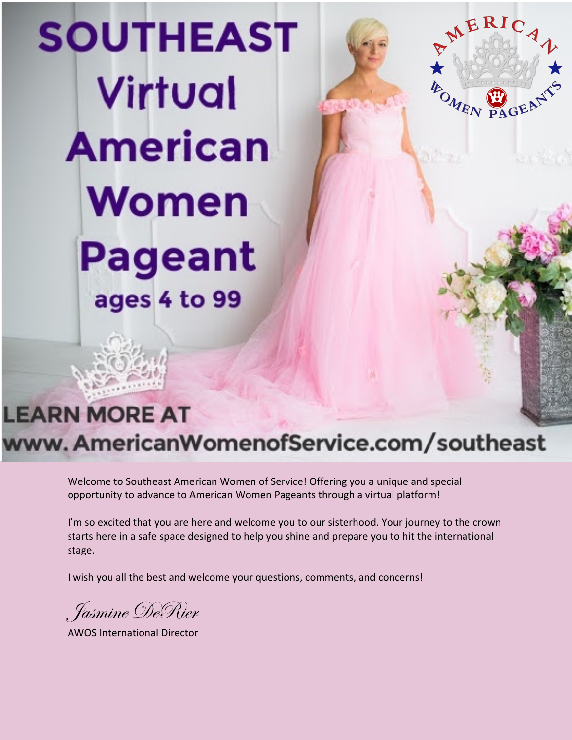# SOUTHEAST Virtual American Women Pageant

## ages 4 to 99

AMERICAN WOMEN PAGEANTS

LEARN MORE AT
www. AmericanWomenofService.com/southeast

Welcome to Southeast American Women of Service! Offering you a unique and special opportunity to advance to American Women Pageants through a virtual platform!

I'm so excited that you are here and welcome you to our sisterhood. Your journey to the crown starts here in a safe space designed to help you shine and prepare you to hit the international stage.

I wish you all the best and welcome your questions, comments, and concerns!

*Jasmine DeRier*

AWOS International Director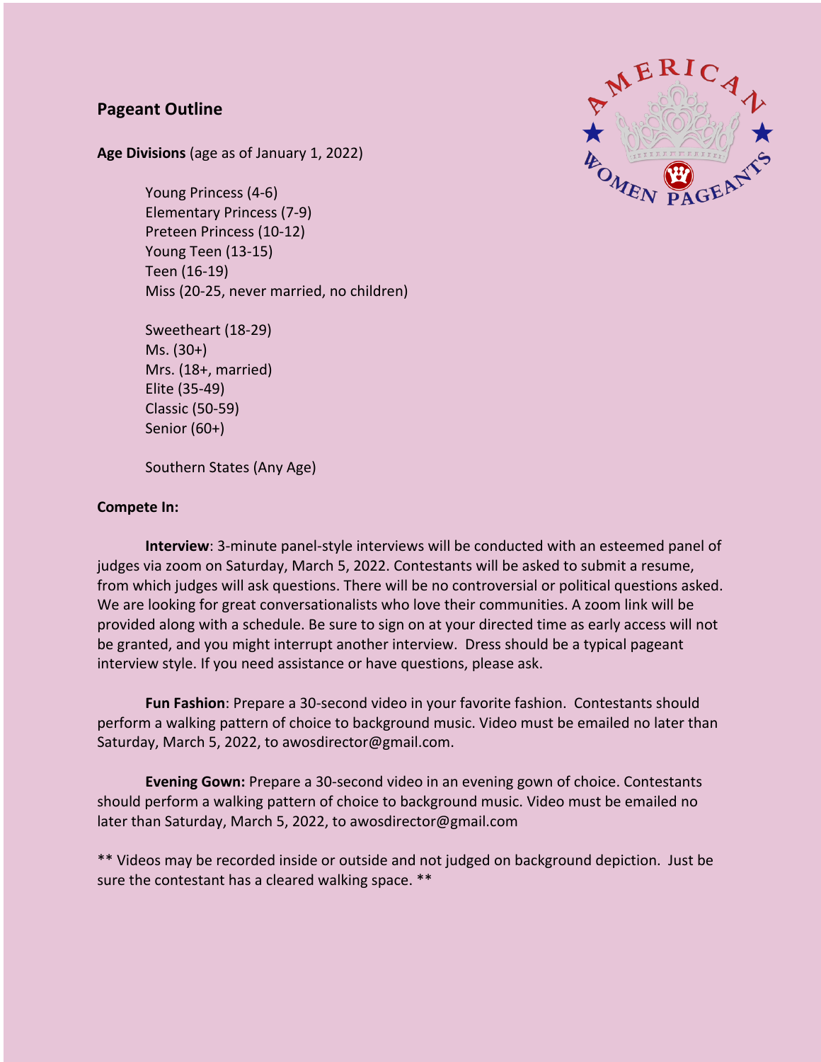## Pageant Outline

**Age Divisions** (age as of January 1, 2022)

Young Princess (4-6)
Elementary Princess (7-9)
Preteen Princess (10-12)
Young Teen (13-15)
Teen (16-19)
Miss (20-25, never married, no children)

Sweetheart (18-29)
Ms. (30+)
Mrs. (18+, married)
Elite (35-49)
Classic (50-59)
Senior (60+)

Southern States (Any Age)

**Compete In:**

**Interview**: 3-minute panel-style interviews will be conducted with an esteemed panel of judges via zoom on Saturday, March 5, 2022. Contestants will be asked to submit a resume, from which judges will ask questions. There will be no controversial or political questions asked. We are looking for great conversationalists who love their communities. A zoom link will be provided along with a schedule. Be sure to sign on at your directed time as early access will not be granted, and you might interrupt another interview. Dress should be a typical pageant interview style. If you need assistance or have questions, please ask.

**Fun Fashion**: Prepare a 30-second video in your favorite fashion. Contestants should perform a walking pattern of choice to background music. Video must be emailed no later than Saturday, March 5, 2022, to awosdirector@gmail.com.

**Evening Gown:** Prepare a 30-second video in an evening gown of choice. Contestants should perform a walking pattern of choice to background music. Video must be emailed no later than Saturday, March 5, 2022, to awosdirector@gmail.com

** Videos may be recorded inside or outside and not judged on background depiction. Just be sure the contestant has a cleared walking space. **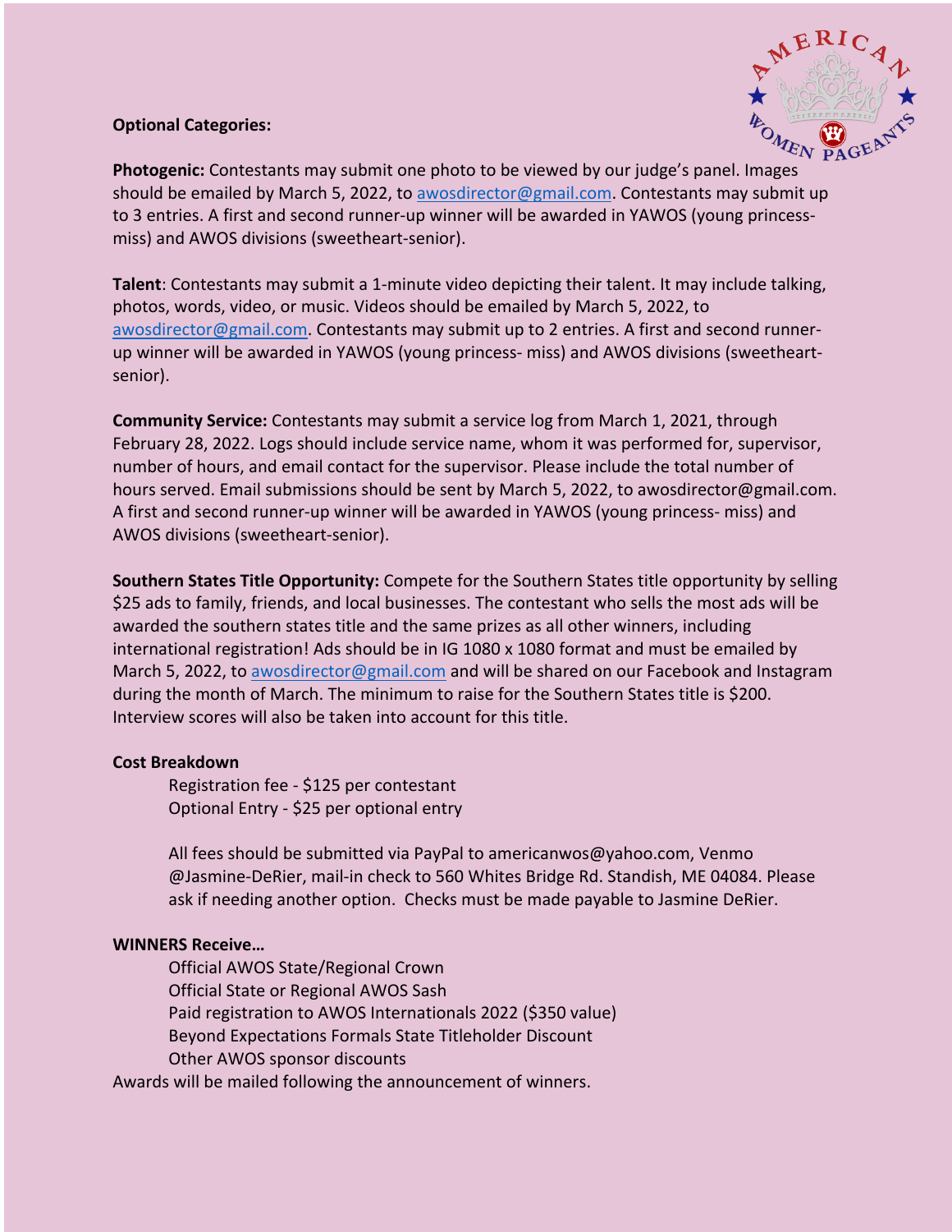**Optional Categories:**

**Photogenic:** Contestants may submit one photo to be viewed by our judge's panel. Images should be emailed by March 5, 2022, to awosdirector@gmail.com. Contestants may submit up to 3 entries. A first and second runner-up winner will be awarded in YAWOS (young princess-miss) and AWOS divisions (sweetheart-senior).

**Talent**: Contestants may submit a 1-minute video depicting their talent. It may include talking, photos, words, video, or music. Videos should be emailed by March 5, 2022, to awosdirector@gmail.com. Contestants may submit up to 2 entries. A first and second runner-up winner will be awarded in YAWOS (young princess- miss) and AWOS divisions (sweetheart-senior).

**Community Service:** Contestants may submit a service log from March 1, 2021, through February 28, 2022. Logs should include service name, whom it was performed for, supervisor, number of hours, and email contact for the supervisor. Please include the total number of hours served. Email submissions should be sent by March 5, 2022, to awosdirector@gmail.com. A first and second runner-up winner will be awarded in YAWOS (young princess- miss) and AWOS divisions (sweetheart-senior).

**Southern States Title Opportunity:** Compete for the Southern States title opportunity by selling $25 ads to family, friends, and local businesses. The contestant who sells the most ads will be awarded the southern states title and the same prizes as all other winners, including international registration! Ads should be in IG 1080 x 1080 format and must be emailed by March 5, 2022, to awosdirector@gmail.com and will be shared on our Facebook and Instagram during the month of March. The minimum to raise for the Southern States title is $200. Interview scores will also be taken into account for this title.

**Cost Breakdown**

Registration fee - $125 per contestant
Optional Entry - $25 per optional entry

All fees should be submitted via PayPal to americanwos@yahoo.com, Venmo @Jasmine-DeRier, mail-in check to 560 Whites Bridge Rd. Standish, ME 04084. Please ask if needing another option. Checks must be made payable to Jasmine DeRier.

**WINNERS Receive…**

Official AWOS State/Regional Crown
Official State or Regional AWOS Sash
Paid registration to AWOS Internationals 2022 ($350 value)
Beyond Expectations Formals State Titleholder Discount
Other AWOS sponsor discounts

Awards will be mailed following the announcement of winners.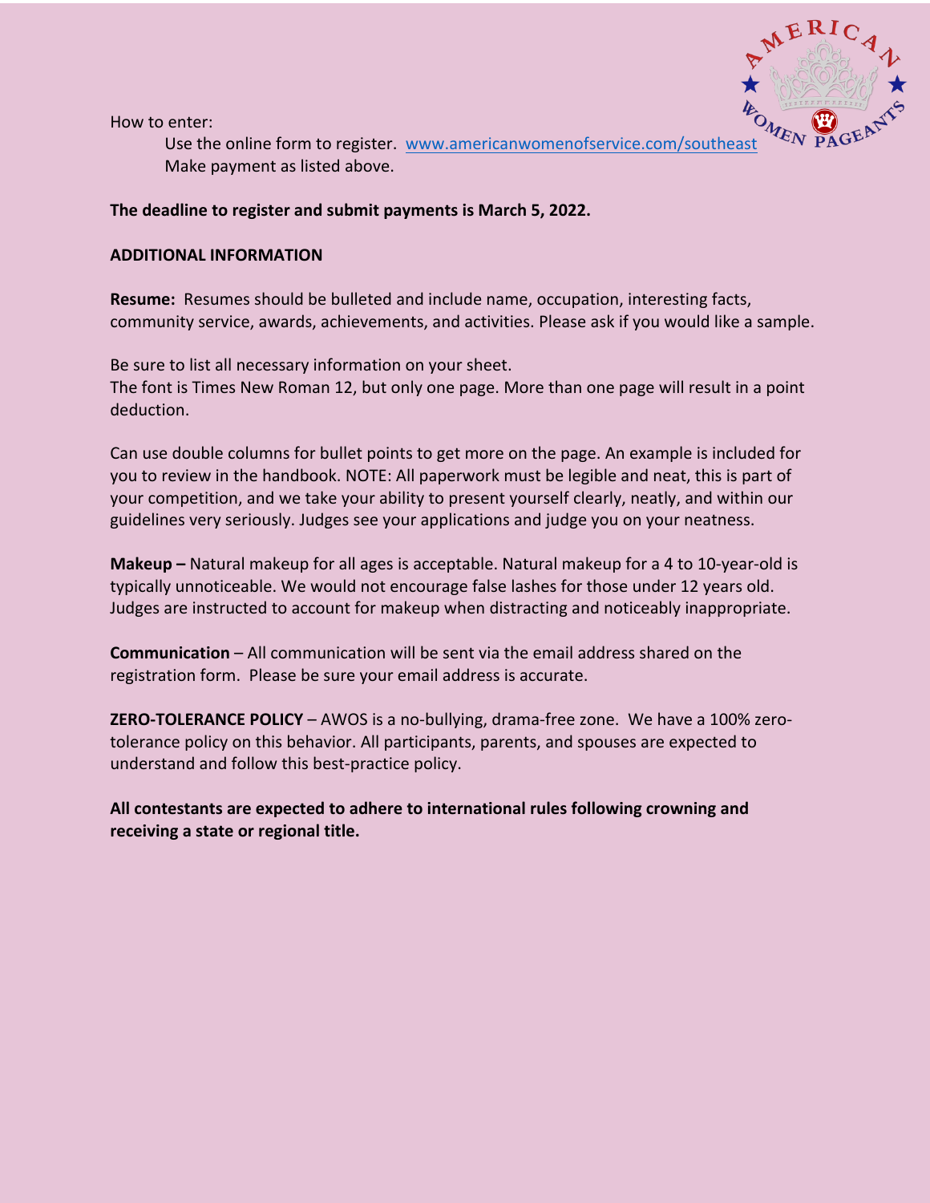How to enter:

Use the online form to register. [www.americanwomenofservice.com/southeast](http://www.americanwomenofservice.com/southeast)
Make payment as listed above.

**The deadline to register and submit payments is March 5, 2022.**

**ADDITIONAL INFORMATION**

**Resume:** Resumes should be bulleted and include name, occupation, interesting facts, community service, awards, achievements, and activities. Please ask if you would like a sample.

Be sure to list all necessary information on your sheet.
The font is Times New Roman 12, but only one page. More than one page will result in a point deduction.

Can use double columns for bullet points to get more on the page. An example is included for you to review in the handbook. NOTE: All paperwork must be legible and neat, this is part of your competition, and we take your ability to present yourself clearly, neatly, and within our guidelines very seriously. Judges see your applications and judge you on your neatness.

**Makeup –** Natural makeup for all ages is acceptable. Natural makeup for a 4 to 10-year-old is typically unnoticeable. We would not encourage false lashes for those under 12 years old. Judges are instructed to account for makeup when distracting and noticeably inappropriate.

**Communication** – All communication will be sent via the email address shared on the registration form. Please be sure your email address is accurate.

**ZERO-TOLERANCE POLICY** – AWOS is a no-bullying, drama-free zone. We have a 100% zero-tolerance policy on this behavior. All participants, parents, and spouses are expected to understand and follow this best-practice policy.

**All contestants are expected to adhere to international rules following crowning and receiving a state or regional title.**